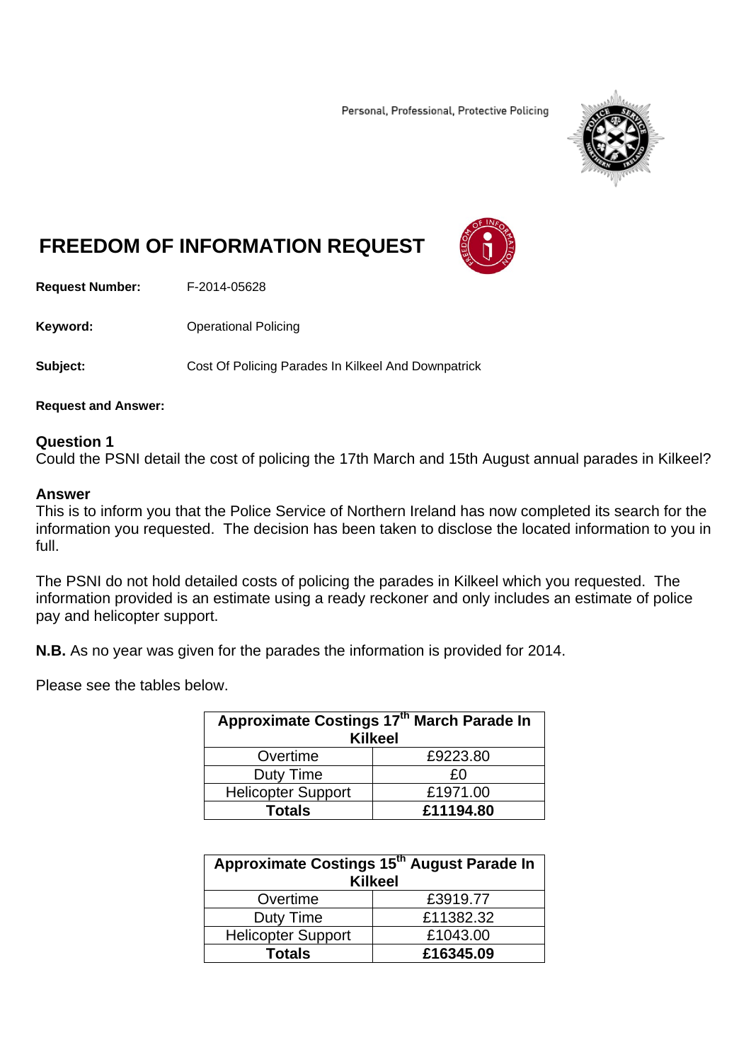Personal, Professional, Protective Policing

# FREEDOM OF INFORMATION REQUEST

**Request Number:** F-2014-05628

**Keyword:** Operational Policing

**Subject:** Cost Of Policing Parades In Kilkeel And Downpatrick

**Request and Answer:**

**Question 1**
Could the PSNI detail the cost of policing the 17th March and 15th August annual parades in Kilkeel?

**Answer**
This is to inform you that the Police Service of Northern Ireland has now completed its search for the information you requested. The decision has been taken to disclose the located information to you in full.

The PSNI do not hold detailed costs of policing the parades in Kilkeel which you requested. The information provided is an estimate using a ready reckoner and only includes an estimate of police pay and helicopter support.

**N.B.** As no year was given for the parades the information is provided for 2014.

Please see the tables below.

| **Approximate Costings 17th March Parade In Kilkeel** | |
|---|---|
| Overtime | £9223.80 |
| Duty Time | £0 |
| Helicopter Support | £1971.00 |
| **Totals** | **£11194.80** |

| **Approximate Costings 15th August Parade In Kilkeel** | |
|---|---|
| Overtime | £3919.77 |
| Duty Time | £11382.32 |
| Helicopter Support | £1043.00 |
| **Totals** | **£16345.09** |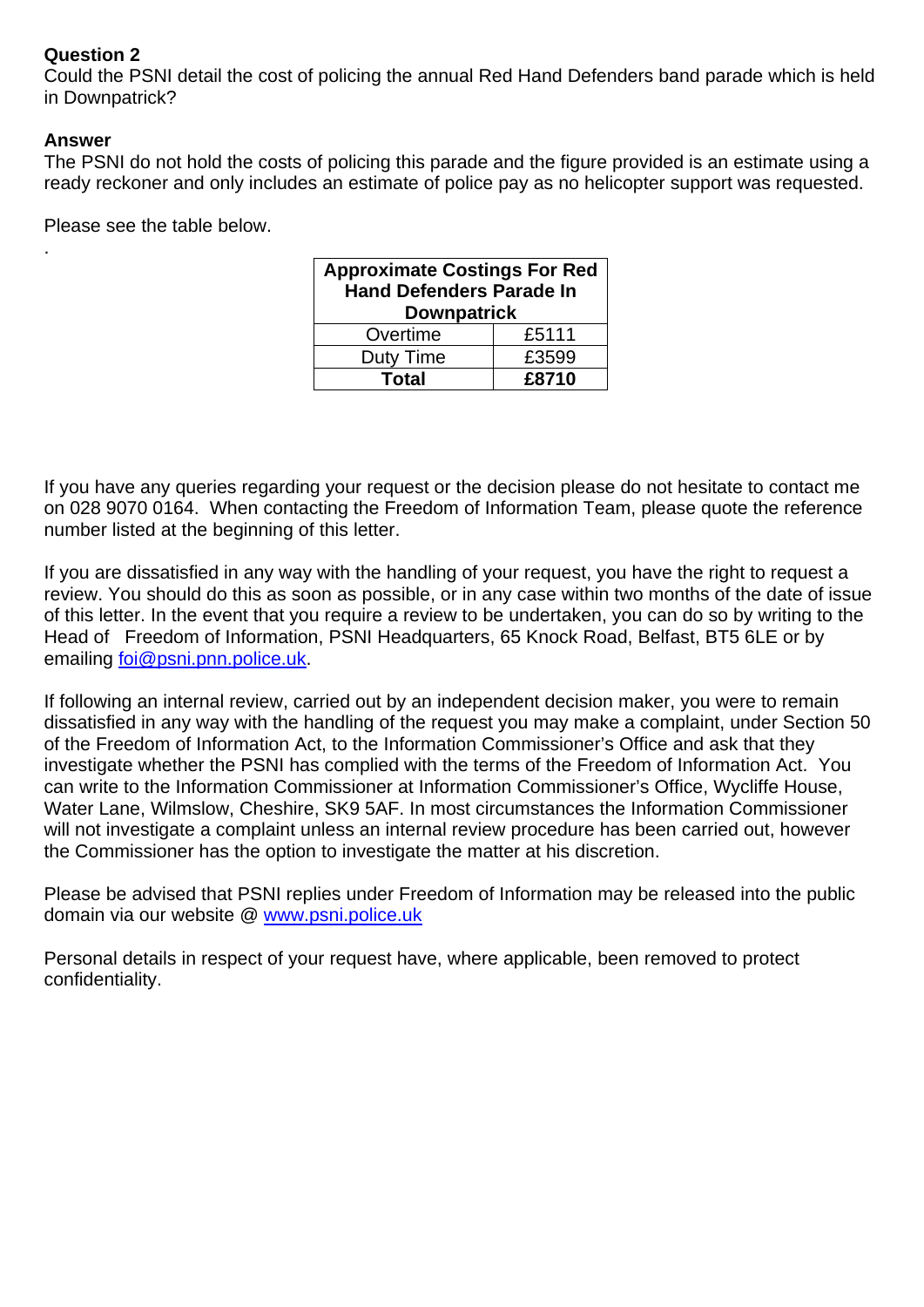**Question 2**
Could the PSNI detail the cost of policing the annual Red Hand Defenders band parade which is held in Downpatrick?

**Answer**
The PSNI do not hold the costs of policing this parade and the figure provided is an estimate using a ready reckoner and only includes an estimate of police pay as no helicopter support was requested.

Please see the table below.

.

| Approximate Costings For Red Hand Defenders Parade In Downpatrick | |
|---|---|
| Overtime | £5111 |
| Duty Time | £3599 |
| **Total** | **£8710** |

If you have any queries regarding your request or the decision please do not hesitate to contact me on 028 9070 0164. When contacting the Freedom of Information Team, please quote the reference number listed at the beginning of this letter.

If you are dissatisfied in any way with the handling of your request, you have the right to request a review. You should do this as soon as possible, or in any case within two months of the date of issue of this letter. In the event that you require a review to be undertaken, you can do so by writing to the Head of Freedom of Information, PSNI Headquarters, 65 Knock Road, Belfast, BT5 6LE or by emailing foi@psni.pnn.police.uk.

If following an internal review, carried out by an independent decision maker, you were to remain dissatisfied in any way with the handling of the request you may make a complaint, under Section 50 of the Freedom of Information Act, to the Information Commissioner's Office and ask that they investigate whether the PSNI has complied with the terms of the Freedom of Information Act. You can write to the Information Commissioner at Information Commissioner's Office, Wycliffe House, Water Lane, Wilmslow, Cheshire, SK9 5AF. In most circumstances the Information Commissioner will not investigate a complaint unless an internal review procedure has been carried out, however the Commissioner has the option to investigate the matter at his discretion.

Please be advised that PSNI replies under Freedom of Information may be released into the public domain via our website @ www.psni.police.uk

Personal details in respect of your request have, where applicable, been removed to protect confidentiality.